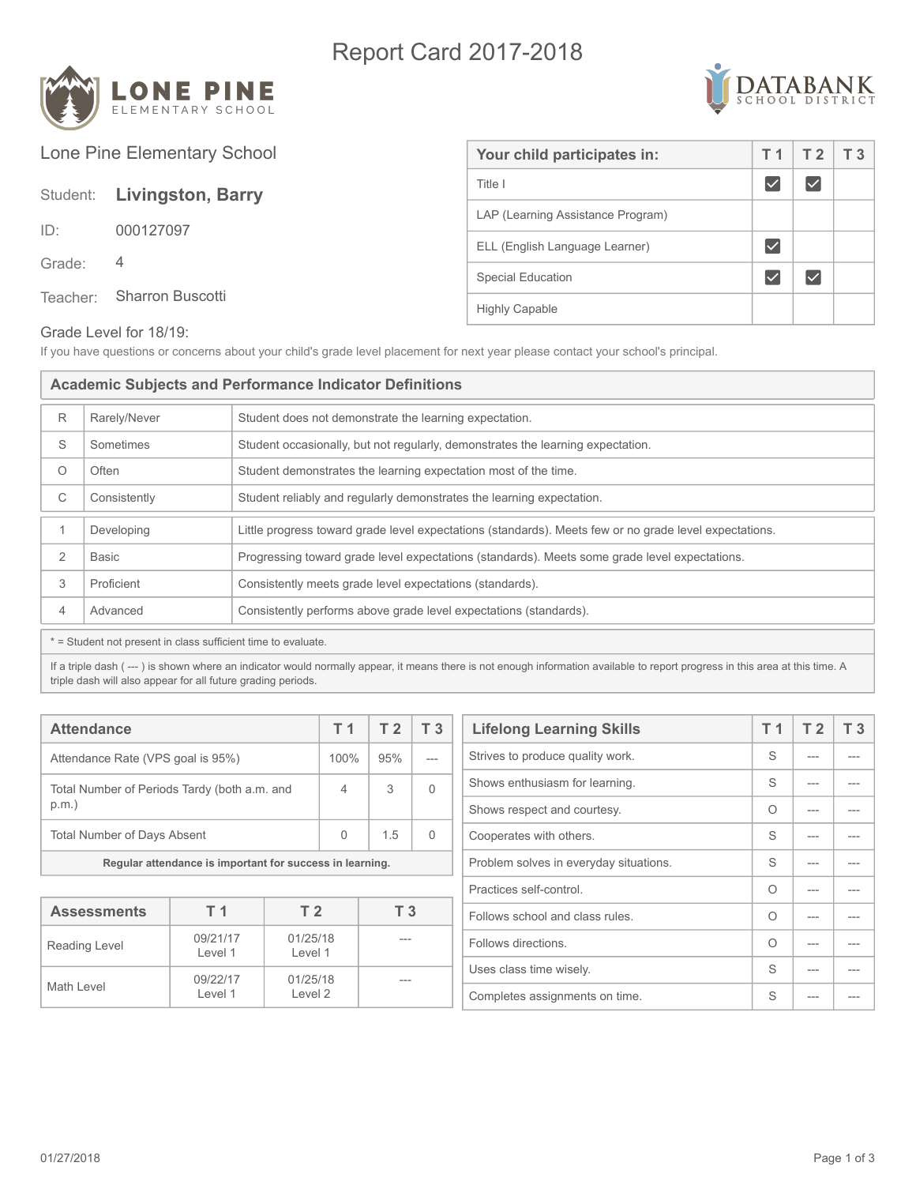# Report Card 2017-2018

LONE PINE ELEMENTARY SCHOOL

DATABANK SCHOOL DISTRICT

Lone Pine Elementary School

Student: **Livingston, Barry**

ID: 000127097

Grade: 4

Teacher: Sharron Buscotti

| Your child participates in: | T 1 | T 2 | T 3 |
|---|---|---|---|
| Title I | ☑ | ☑ | |
| LAP (Learning Assistance Program) | | | |
| ELL (English Language Learner) | ☑ | | |
| Special Education | ☑ | ☑ | |
| Highly Capable | | | |

Grade Level for 18/19:

If you have questions or concerns about your child's grade level placement for next year please contact your school's principal.

## Academic Subjects and Performance Indicator Definitions

| | | |
|---|---|---|
| R | Rarely/Never | Student does not demonstrate the learning expectation. |
| S | Sometimes | Student occasionally, but not regularly, demonstrates the learning expectation. |
| O | Often | Student demonstrates the learning expectation most of the time. |
| C | Consistently | Student reliably and regularly demonstrates the learning expectation. |

| | | |
|---|---|---|
| 1 | Developing | Little progress toward grade level expectations (standards). Meets few or no grade level expectations. |
| 2 | Basic | Progressing toward grade level expectations (standards). Meets some grade level expectations. |
| 3 | Proficient | Consistently meets grade level expectations (standards). |
| 4 | Advanced | Consistently performs above grade level expectations (standards). |

* = Student not present in class sufficient time to evaluate.

If a triple dash ( --- ) is shown where an indicator would normally appear, it means there is not enough information available to report progress in this area at this time. A triple dash will also appear for all future grading periods.

| Attendance | T 1 | T 2 | T 3 |
|---|---|---|---|
| Attendance Rate (VPS goal is 95%) | 100% | 95% | --- |
| Total Number of Periods Tardy (both a.m. and p.m.) | 4 | 3 | 0 |
| Total Number of Days Absent | 0 | 1.5 | 0 |

**Regular attendance is important for success in learning.**

| Assessments | T 1 | T 2 | T 3 |
|---|---|---|---|
| Reading Level | 09/21/17 Level 1 | 01/25/18 Level 1 | --- |
| Math Level | 09/22/17 Level 1 | 01/25/18 Level 2 | --- |

| Lifelong Learning Skills | T 1 | T 2 | T 3 |
|---|---|---|---|
| Strives to produce quality work. | S | --- | --- |
| Shows enthusiasm for learning. | S | --- | --- |
| Shows respect and courtesy. | O | --- | --- |
| Cooperates with others. | S | --- | --- |
| Problem solves in everyday situations. | S | --- | --- |
| Practices self-control. | O | --- | --- |
| Follows school and class rules. | O | --- | --- |
| Follows directions. | O | --- | --- |
| Uses class time wisely. | S | --- | --- |
| Completes assignments on time. | S | --- | --- |

01/27/2018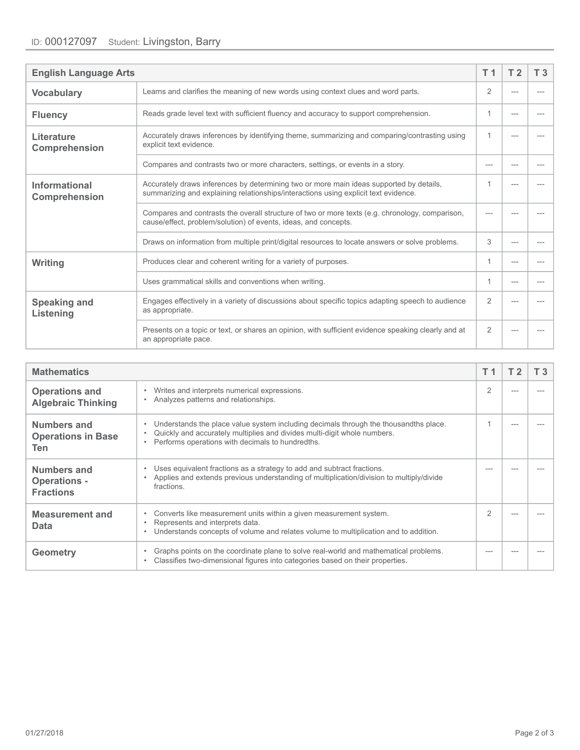ID: 000127097 Student: Livingston, Barry

| English Language Arts | | T 1 | T 2 | T 3 |
|---|---|---|---|---|
| **Vocabulary** | Learns and clarifies the meaning of new words using context clues and word parts. | 2 | --- | --- |
| **Fluency** | Reads grade level text with sufficient fluency and accuracy to support comprehension. | 1 | --- | --- |
| **Literature Comprehension** | Accurately draws inferences by identifying theme, summarizing and comparing/contrasting using explicit text evidence. | 1 | --- | --- |
| | Compares and contrasts two or more characters, settings, or events in a story. | --- | --- | --- |
| **Informational Comprehension** | Accurately draws inferences by determining two or more main ideas supported by details, summarizing and explaining relationships/interactions using explicit text evidence. | 1 | --- | --- |
| | Compares and contrasts the overall structure of two or more texts (e.g. chronology, comparison, cause/effect, problem/solution) of events, ideas, and concepts. | --- | --- | --- |
| | Draws on information from multiple print/digital resources to locate answers or solve problems. | 3 | --- | --- |
| **Writing** | Produces clear and coherent writing for a variety of purposes. | 1 | --- | --- |
| | Uses grammatical skills and conventions when writing. | 1 | --- | --- |
| **Speaking and Listening** | Engages effectively in a variety of discussions about specific topics adapting speech to audience as appropriate. | 2 | --- | --- |
| | Presents on a topic or text, or shares an opinion, with sufficient evidence speaking clearly and at an appropriate pace. | 2 | --- | --- |

| Mathematics | | T 1 | T 2 | T 3 |
|---|---|---|---|---|
| **Operations and Algebraic Thinking** | • Writes and interprets numerical expressions.<br>• Analyzes patterns and relationships. | 2 | --- | --- |
| **Numbers and Operations in Base Ten** | • Understands the place value system including decimals through the thousandths place.<br>• Quickly and accurately multiplies and divides multi-digit whole numbers.<br>• Performs operations with decimals to hundredths. | 1 | --- | --- |
| **Numbers and Operations - Fractions** | • Uses equivalent fractions as a strategy to add and subtract fractions.<br>• Applies and extends previous understanding of multiplication/division to multiply/divide fractions. | --- | --- | --- |
| **Measurement and Data** | • Converts like measurement units within a given measurement system.<br>• Represents and interprets data.<br>• Understands concepts of volume and relates volume to multiplication and to addition. | 2 | --- | --- |
| **Geometry** | • Graphs points on the coordinate plane to solve real-world and mathematical problems.<br>• Classifies two-dimensional figures into categories based on their properties. | --- | --- | --- |

01/27/2018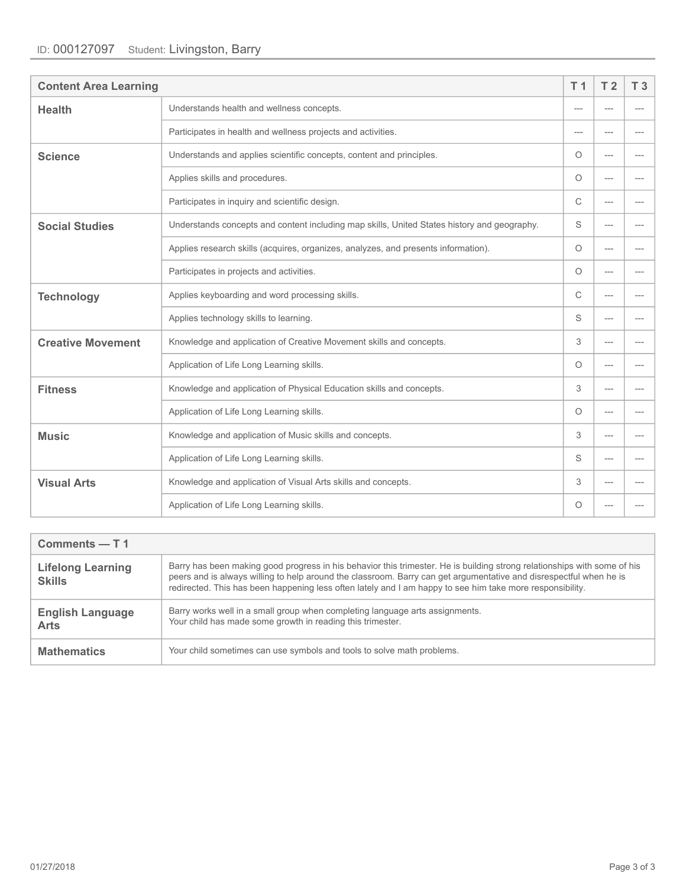ID: 000127097 Student: Livingston, Barry

| Content Area Learning | | T 1 | T 2 | T 3 |
|---|---|---|---|---|
| **Health** | Understands health and wellness concepts. | --- | --- | --- |
| | Participates in health and wellness projects and activities. | --- | --- | --- |
| **Science** | Understands and applies scientific concepts, content and principles. | O | --- | --- |
| | Applies skills and procedures. | O | --- | --- |
| | Participates in inquiry and scientific design. | C | --- | --- |
| **Social Studies** | Understands concepts and content including map skills, United States history and geography. | S | --- | --- |
| | Applies research skills (acquires, organizes, analyzes, and presents information). | O | --- | --- |
| | Participates in projects and activities. | O | --- | --- |
| **Technology** | Applies keyboarding and word processing skills. | C | --- | --- |
| | Applies technology skills to learning. | S | --- | --- |
| **Creative Movement** | Knowledge and application of Creative Movement skills and concepts. | 3 | --- | --- |
| | Application of Life Long Learning skills. | O | --- | --- |
| **Fitness** | Knowledge and application of Physical Education skills and concepts. | 3 | --- | --- |
| | Application of Life Long Learning skills. | O | --- | --- |
| **Music** | Knowledge and application of Music skills and concepts. | 3 | --- | --- |
| | Application of Life Long Learning skills. | S | --- | --- |
| **Visual Arts** | Knowledge and application of Visual Arts skills and concepts. | 3 | --- | --- |
| | Application of Life Long Learning skills. | O | --- | --- |

| Comments — T 1 | |
|---|---|
| **Lifelong Learning Skills** | Barry has been making good progress in his behavior this trimester. He is building strong relationships with some of his peers and is always willing to help around the classroom. Barry can get argumentative and disrespectful when he is redirected. This has been happening less often lately and I am happy to see him take more responsibility. |
| **English Language Arts** | Barry works well in a small group when completing language arts assignments. Your child has made some growth in reading this trimester. |
| **Mathematics** | Your child sometimes can use symbols and tools to solve math problems. |

01/27/2018